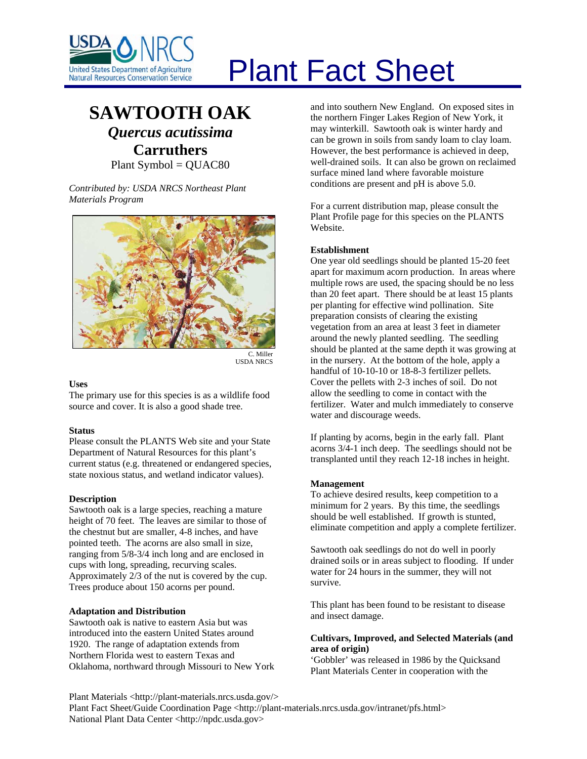# Plant Fact Sheet

## SAWTOOTH OAK

### *Quercus acutissima* Carruthers

Plant Symbol = QUAC80

*Contributed by: USDA NRCS Northeast Plant Materials Program*

C. Miller
USDA NRCS

### Uses

The primary use for this species is as a wildlife food source and cover. It is also a good shade tree.

### Status

Please consult the PLANTS Web site and your State Department of Natural Resources for this plant's current status (e.g. threatened or endangered species, state noxious status, and wetland indicator values).

### Description

Sawtooth oak is a large species, reaching a mature height of 70 feet. The leaves are similar to those of the chestnut but are smaller, 4-8 inches, and have pointed teeth. The acorns are also small in size, ranging from 5/8-3/4 inch long and are enclosed in cups with long, spreading, recurving scales. Approximately 2/3 of the nut is covered by the cup. Trees produce about 150 acorns per pound.

### Adaptation and Distribution

Sawtooth oak is native to eastern Asia but was introduced into the eastern United States around 1920. The range of adaptation extends from Northern Florida west to eastern Texas and Oklahoma, northward through Missouri to New York and into southern New England. On exposed sites in the northern Finger Lakes Region of New York, it may winterkill. Sawtooth oak is winter hardy and can be grown in soils from sandy loam to clay loam. However, the best performance is achieved in deep, well-drained soils. It can also be grown on reclaimed surface mined land where favorable moisture conditions are present and pH is above 5.0.

For a current distribution map, please consult the Plant Profile page for this species on the PLANTS Website.

### Establishment

One year old seedlings should be planted 15-20 feet apart for maximum acorn production. In areas where multiple rows are used, the spacing should be no less than 20 feet apart. There should be at least 15 plants per planting for effective wind pollination. Site preparation consists of clearing the existing vegetation from an area at least 3 feet in diameter around the newly planted seedling. The seedling should be planted at the same depth it was growing at in the nursery. At the bottom of the hole, apply a handful of 10-10-10 or 18-8-3 fertilizer pellets. Cover the pellets with 2-3 inches of soil. Do not allow the seedling to come in contact with the fertilizer. Water and mulch immediately to conserve water and discourage weeds.

If planting by acorns, begin in the early fall. Plant acorns 3/4-1 inch deep. The seedlings should not be transplanted until they reach 12-18 inches in height.

### Management

To achieve desired results, keep competition to a minimum for 2 years. By this time, the seedlings should be well established. If growth is stunted, eliminate competition and apply a complete fertilizer.

Sawtooth oak seedlings do not do well in poorly drained soils or in areas subject to flooding. If under water for 24 hours in the summer, they will not survive.

This plant has been found to be resistant to disease and insect damage.

### Cultivars, Improved, and Selected Materials (and area of origin)

'Gobbler' was released in 1986 by the Quicksand Plant Materials Center in cooperation with the

Plant Materials <http://plant-materials.nrcs.usda.gov/>
Plant Fact Sheet/Guide Coordination Page <http://plant-materials.nrcs.usda.gov/intranet/pfs.html>
National Plant Data Center <http://npdc.usda.gov>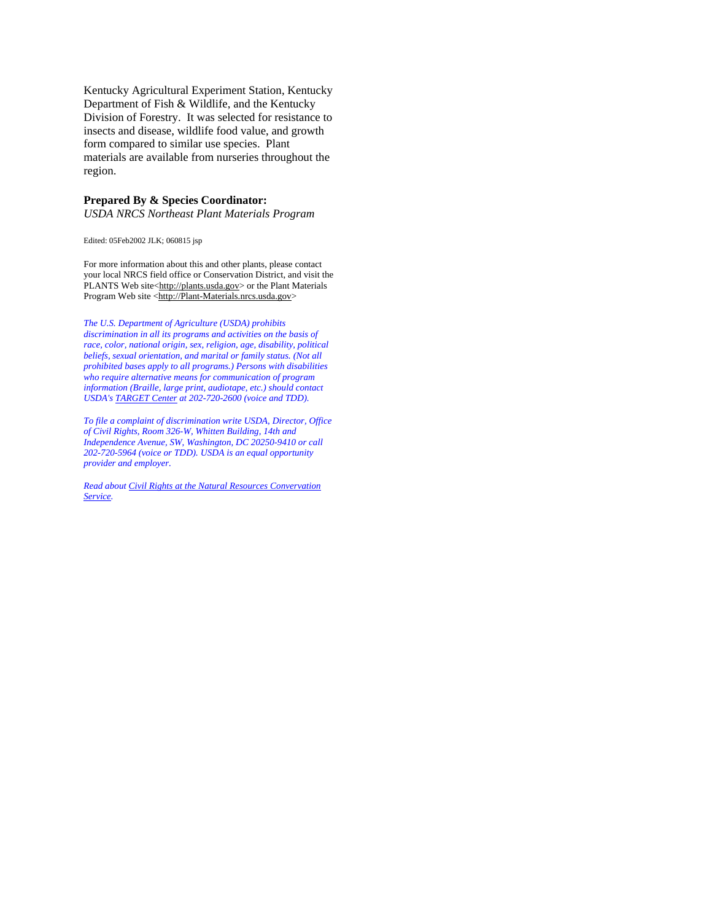Kentucky Agricultural Experiment Station, Kentucky Department of Fish & Wildlife, and the Kentucky Division of Forestry. It was selected for resistance to insects and disease, wildlife food value, and growth form compared to similar use species. Plant materials are available from nurseries throughout the region.

**Prepared By & Species Coordinator:**
*USDA NRCS Northeast Plant Materials Program*

Edited: 05Feb2002 JLK; 060815 jsp

For more information about this and other plants, please contact your local NRCS field office or Conservation District, and visit the PLANTS Web site<http://plants.usda.gov> or the Plant Materials Program Web site <http://Plant-Materials.nrcs.usda.gov>

*The U.S. Department of Agriculture (USDA) prohibits discrimination in all its programs and activities on the basis of race, color, national origin, sex, religion, age, disability, political beliefs, sexual orientation, and marital or family status. (Not all prohibited bases apply to all programs.) Persons with disabilities who require alternative means for communication of program information (Braille, large print, audiotape, etc.) should contact USDA's TARGET Center at 202-720-2600 (voice and TDD).*

*To file a complaint of discrimination write USDA, Director, Office of Civil Rights, Room 326-W, Whitten Building, 14th and Independence Avenue, SW, Washington, DC 20250-9410 or call 202-720-5964 (voice or TDD). USDA is an equal opportunity provider and employer.*

*Read about Civil Rights at the Natural Resources Convervation Service.*